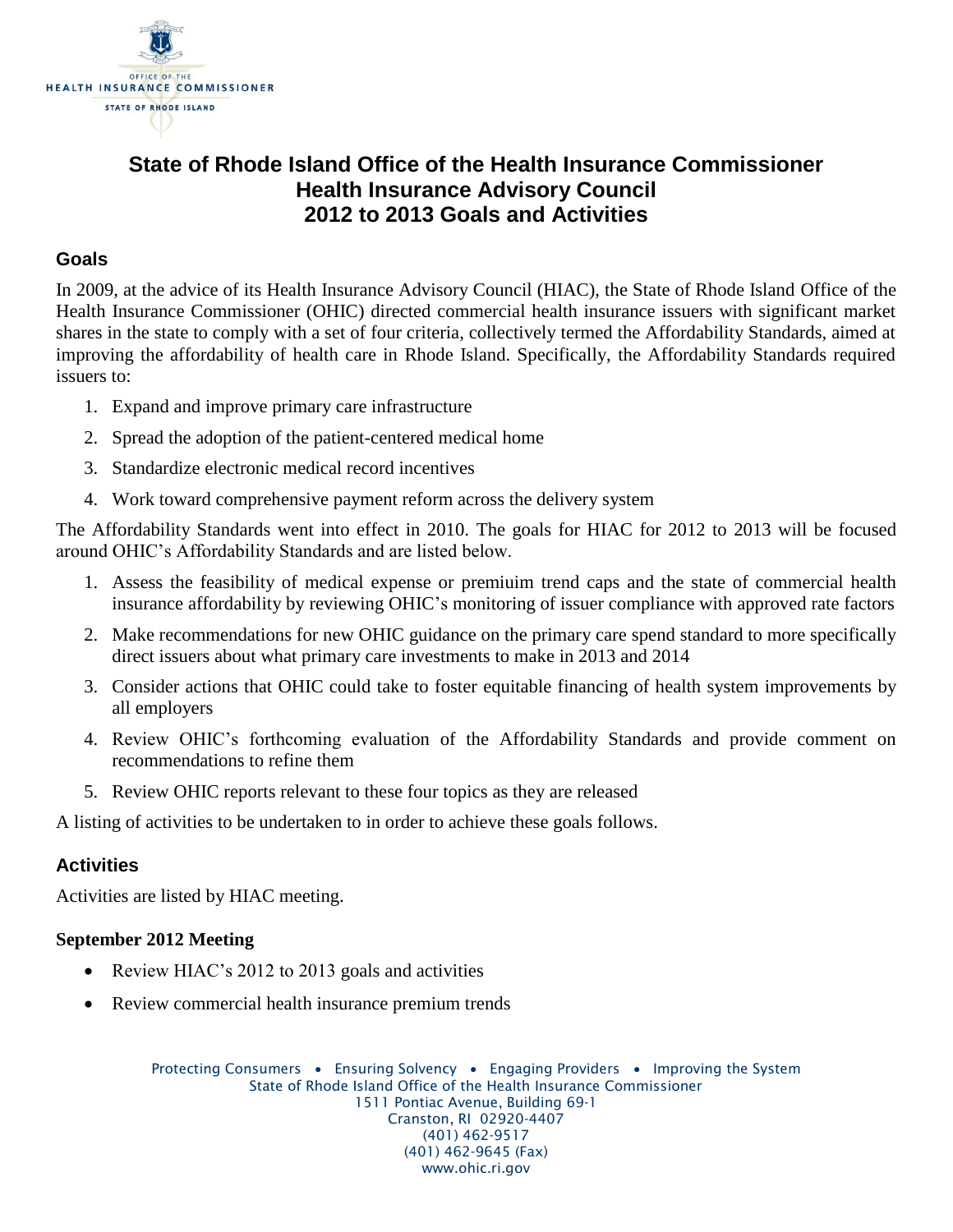# State of Rhode Island Office of the Health Insurance Commissioner Health Insurance Advisory Council 2012 to 2013 Goals and Activities

## Goals

In 2009, at the advice of its Health Insurance Advisory Council (HIAC), the State of Rhode Island Office of the Health Insurance Commissioner (OHIC) directed commercial health insurance issuers with significant market shares in the state to comply with a set of four criteria, collectively termed the Affordability Standards, aimed at improving the affordability of health care in Rhode Island. Specifically, the Affordability Standards required issuers to:

1. Expand and improve primary care infrastructure
2. Spread the adoption of the patient-centered medical home
3. Standardize electronic medical record incentives
4. Work toward comprehensive payment reform across the delivery system

The Affordability Standards went into effect in 2010. The goals for HIAC for 2012 to 2013 will be focused around OHIC's Affordability Standards and are listed below.

1. Assess the feasibility of medical expense or premiuim trend caps and the state of commercial health insurance affordability by reviewing OHIC's monitoring of issuer compliance with approved rate factors
2. Make recommendations for new OHIC guidance on the primary care spend standard to more specifically direct issuers about what primary care investments to make in 2013 and 2014
3. Consider actions that OHIC could take to foster equitable financing of health system improvements by all employers
4. Review OHIC's forthcoming evaluation of the Affordability Standards and provide comment on recommendations to refine them
5. Review OHIC reports relevant to these four topics as they are released

A listing of activities to be undertaken to in order to achieve these goals follows.

## Activities

Activities are listed by HIAC meeting.

### September 2012 Meeting

- Review HIAC's 2012 to 2013 goals and activities
- Review commercial health insurance premium trends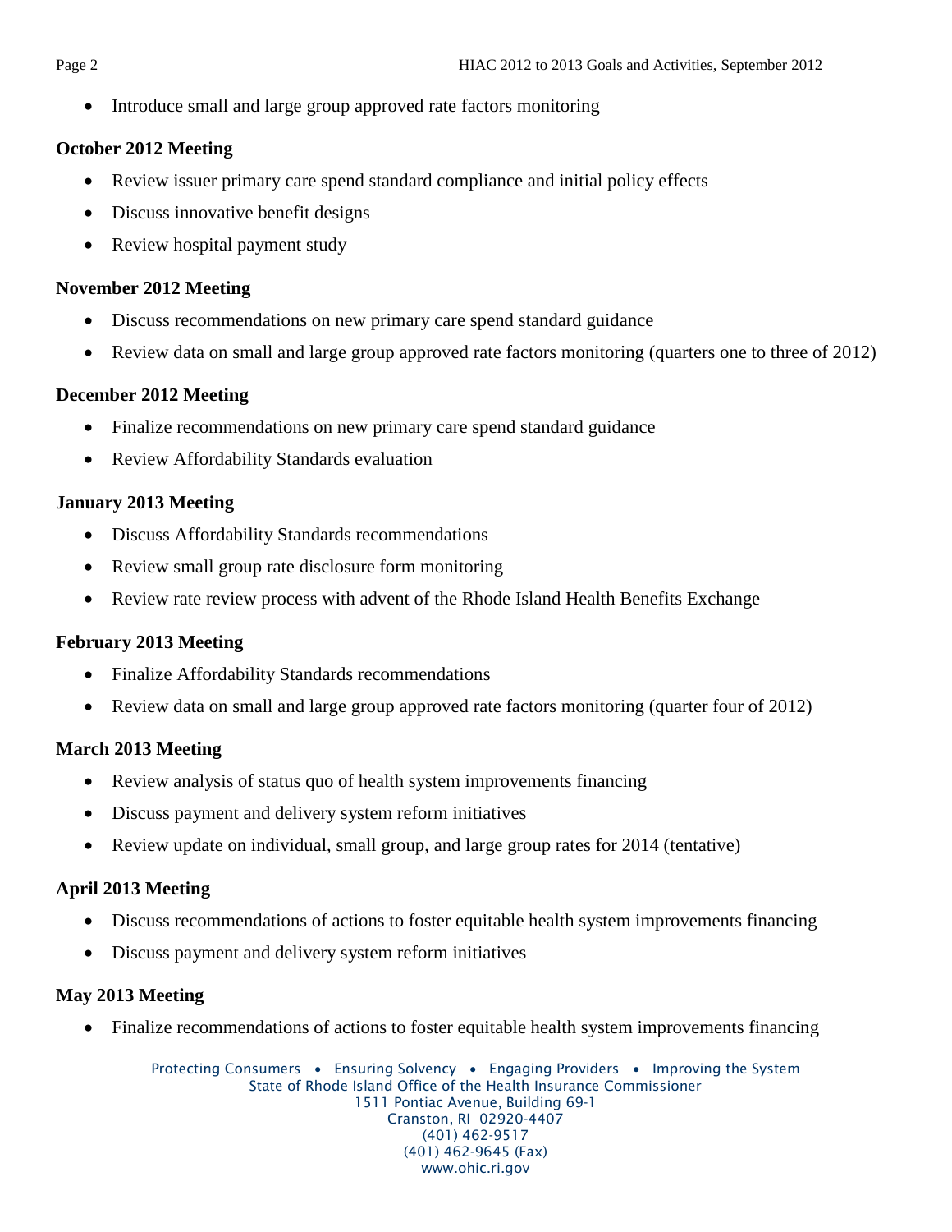- Introduce small and large group approved rate factors monitoring

**October 2012 Meeting**

- Review issuer primary care spend standard compliance and initial policy effects
- Discuss innovative benefit designs
- Review hospital payment study

**November 2012 Meeting**

- Discuss recommendations on new primary care spend standard guidance
- Review data on small and large group approved rate factors monitoring (quarters one to three of 2012)

**December 2012 Meeting**

- Finalize recommendations on new primary care spend standard guidance
- Review Affordability Standards evaluation

**January 2013 Meeting**

- Discuss Affordability Standards recommendations
- Review small group rate disclosure form monitoring
- Review rate review process with advent of the Rhode Island Health Benefits Exchange

**February 2013 Meeting**

- Finalize Affordability Standards recommendations
- Review data on small and large group approved rate factors monitoring (quarter four of 2012)

**March 2013 Meeting**

- Review analysis of status quo of health system improvements financing
- Discuss payment and delivery system reform initiatives
- Review update on individual, small group, and large group rates for 2014 (tentative)

**April 2013 Meeting**

- Discuss recommendations of actions to foster equitable health system improvements financing
- Discuss payment and delivery system reform initiatives

**May 2013 Meeting**

- Finalize recommendations of actions to foster equitable health system improvements financing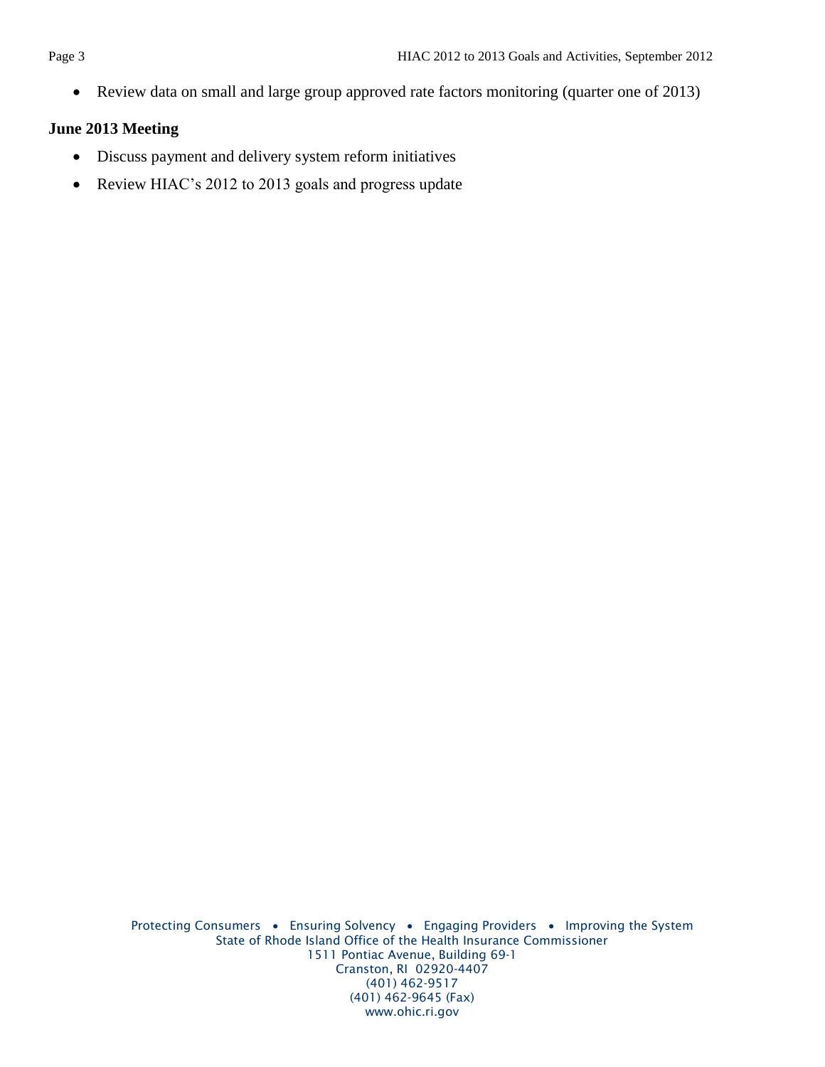- Review data on small and large group approved rate factors monitoring (quarter one of 2013)

**June 2013 Meeting**

- Discuss payment and delivery system reform initiatives
- Review HIAC's 2012 to 2013 goals and progress update

Protecting Consumers • Ensuring Solvency • Engaging Providers • Improving the System
State of Rhode Island Office of the Health Insurance Commissioner
1511 Pontiac Avenue, Building 69-1
Cranston, RI 02920-4407
(401) 462-9517
(401) 462-9645 (Fax)
www.ohic.ri.gov